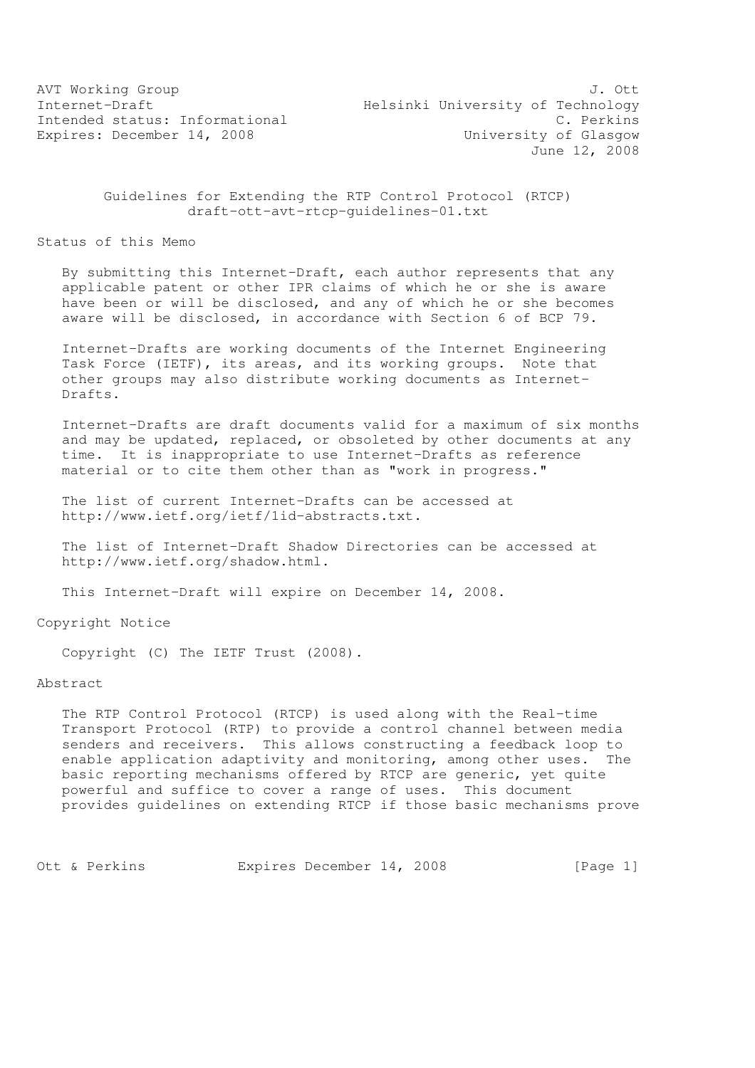AVT Working Group J. Ott
Internet-Draft Helsinki University of Technology
Intended status: Informational C. Perkins
Expires: December 14, 2008 University of Glasgow
June 12, 2008

# Guidelines for Extending the RTP Control Protocol (RTCP)
draft-ott-avt-rtcp-guidelines-01.txt

## Status of this Memo

By submitting this Internet-Draft, each author represents that any applicable patent or other IPR claims of which he or she is aware have been or will be disclosed, and any of which he or she becomes aware will be disclosed, in accordance with Section 6 of BCP 79.

Internet-Drafts are working documents of the Internet Engineering Task Force (IETF), its areas, and its working groups. Note that other groups may also distribute working documents as Internet-Drafts.

Internet-Drafts are draft documents valid for a maximum of six months and may be updated, replaced, or obsoleted by other documents at any time. It is inappropriate to use Internet-Drafts as reference material or to cite them other than as "work in progress."

The list of current Internet-Drafts can be accessed at http://www.ietf.org/ietf/1id-abstracts.txt.

The list of Internet-Draft Shadow Directories can be accessed at http://www.ietf.org/shadow.html.

This Internet-Draft will expire on December 14, 2008.

## Copyright Notice

Copyright (C) The IETF Trust (2008).

## Abstract

The RTP Control Protocol (RTCP) is used along with the Real-time Transport Protocol (RTP) to provide a control channel between media senders and receivers. This allows constructing a feedback loop to enable application adaptivity and monitoring, among other uses. The basic reporting mechanisms offered by RTCP are generic, yet quite powerful and suffice to cover a range of uses. This document provides guidelines on extending RTCP if those basic mechanisms prove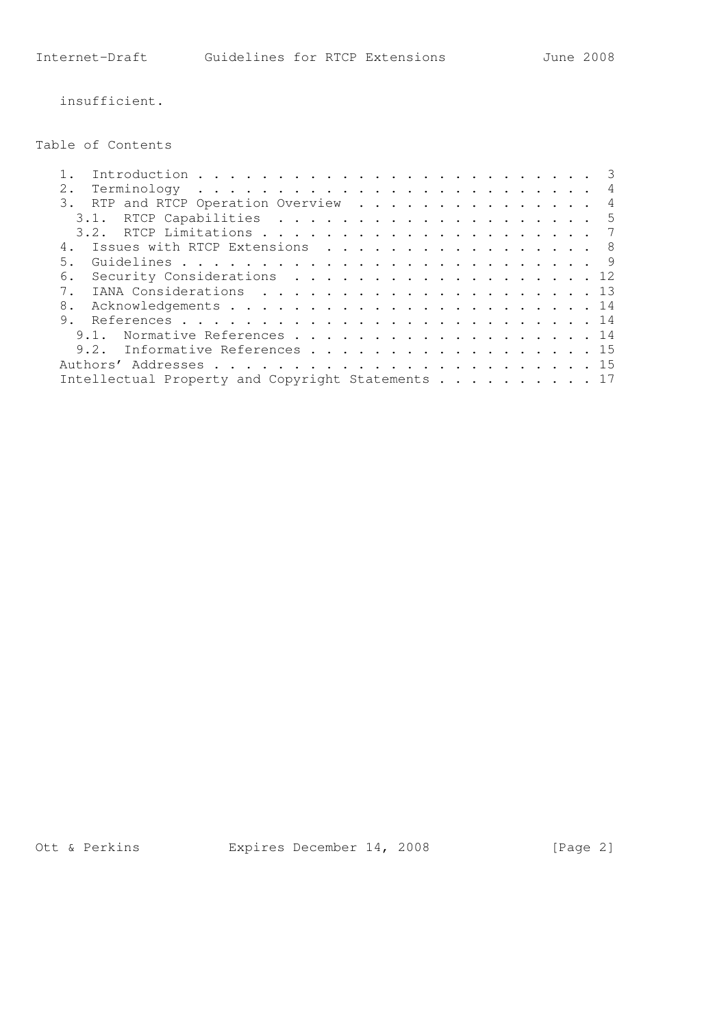insufficient.

## Table of Contents

1. Introduction . . . . . . . . . . . . . . . . . . . . . . . . . 3
2. Terminology . . . . . . . . . . . . . . . . . . . . . . . . . 4
3. RTP and RTCP Operation Overview . . . . . . . . . . . . . . . 4
   3.1. RTCP Capabilities . . . . . . . . . . . . . . . . . . . . 5
   3.2. RTCP Limitations . . . . . . . . . . . . . . . . . . . . . 7
4. Issues with RTCP Extensions . . . . . . . . . . . . . . . . . 8
5. Guidelines . . . . . . . . . . . . . . . . . . . . . . . . . . 9
6. Security Considerations . . . . . . . . . . . . . . . . . . . 12
7. IANA Considerations . . . . . . . . . . . . . . . . . . . . . 13
8. Acknowledgements . . . . . . . . . . . . . . . . . . . . . . . 14
9. References . . . . . . . . . . . . . . . . . . . . . . . . . . 14
   9.1. Normative References . . . . . . . . . . . . . . . . . . . 14
   9.2. Informative References . . . . . . . . . . . . . . . . . . 15

Authors' Addresses . . . . . . . . . . . . . . . . . . . . . . . . 15

Intellectual Property and Copyright Statements . . . . . . . . . . 17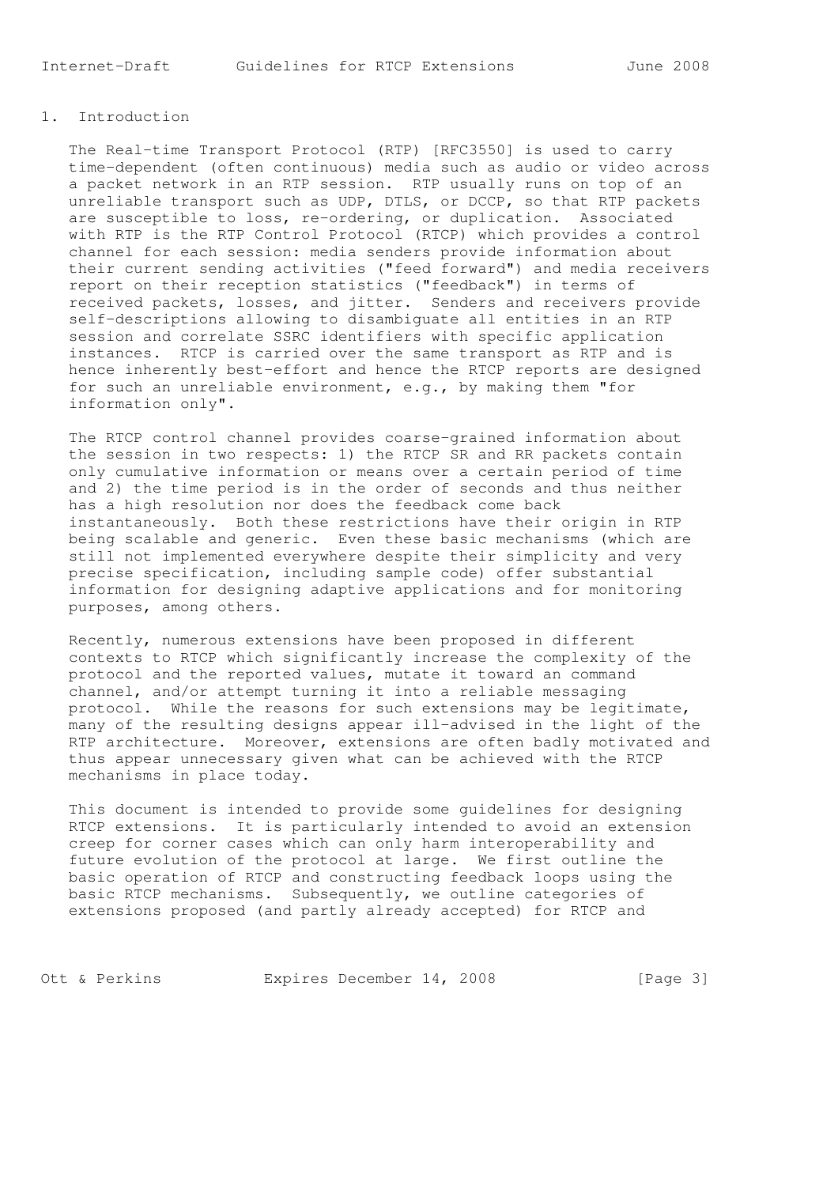# 1. Introduction

The Real-time Transport Protocol (RTP) [RFC3550] is used to carry time-dependent (often continuous) media such as audio or video across a packet network in an RTP session. RTP usually runs on top of an unreliable transport such as UDP, DTLS, or DCCP, so that RTP packets are susceptible to loss, re-ordering, or duplication. Associated with RTP is the RTP Control Protocol (RTCP) which provides a control channel for each session: media senders provide information about their current sending activities ("feed forward") and media receivers report on their reception statistics ("feedback") in terms of received packets, losses, and jitter. Senders and receivers provide self-descriptions allowing to disambiguate all entities in an RTP session and correlate SSRC identifiers with specific application instances. RTCP is carried over the same transport as RTP and is hence inherently best-effort and hence the RTCP reports are designed for such an unreliable environment, e.g., by making them "for information only".

The RTCP control channel provides coarse-grained information about the session in two respects: 1) the RTCP SR and RR packets contain only cumulative information or means over a certain period of time and 2) the time period is in the order of seconds and thus neither has a high resolution nor does the feedback come back instantaneously. Both these restrictions have their origin in RTP being scalable and generic. Even these basic mechanisms (which are still not implemented everywhere despite their simplicity and very precise specification, including sample code) offer substantial information for designing adaptive applications and for monitoring purposes, among others.

Recently, numerous extensions have been proposed in different contexts to RTCP which significantly increase the complexity of the protocol and the reported values, mutate it toward an command channel, and/or attempt turning it into a reliable messaging protocol. While the reasons for such extensions may be legitimate, many of the resulting designs appear ill-advised in the light of the RTP architecture. Moreover, extensions are often badly motivated and thus appear unnecessary given what can be achieved with the RTCP mechanisms in place today.

This document is intended to provide some guidelines for designing RTCP extensions. It is particularly intended to avoid an extension creep for corner cases which can only harm interoperability and future evolution of the protocol at large. We first outline the basic operation of RTCP and constructing feedback loops using the basic RTCP mechanisms. Subsequently, we outline categories of extensions proposed (and partly already accepted) for RTCP and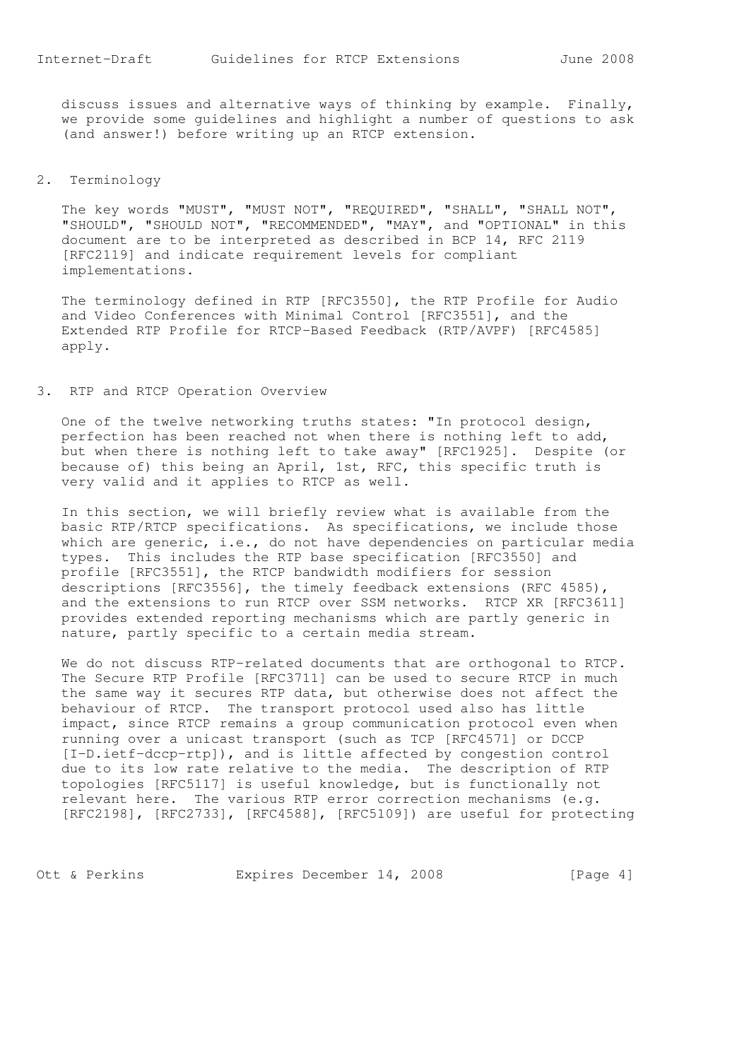discuss issues and alternative ways of thinking by example. Finally, we provide some guidelines and highlight a number of questions to ask (and answer!) before writing up an RTCP extension.

## 2. Terminology

The key words "MUST", "MUST NOT", "REQUIRED", "SHALL", "SHALL NOT", "SHOULD", "SHOULD NOT", "RECOMMENDED", "MAY", and "OPTIONAL" in this document are to be interpreted as described in BCP 14, RFC 2119 [RFC2119] and indicate requirement levels for compliant implementations.

The terminology defined in RTP [RFC3550], the RTP Profile for Audio and Video Conferences with Minimal Control [RFC3551], and the Extended RTP Profile for RTCP-Based Feedback (RTP/AVPF) [RFC4585] apply.

## 3. RTP and RTCP Operation Overview

One of the twelve networking truths states: "In protocol design, perfection has been reached not when there is nothing left to add, but when there is nothing left to take away" [RFC1925]. Despite (or because of) this being an April, 1st, RFC, this specific truth is very valid and it applies to RTCP as well.

In this section, we will briefly review what is available from the basic RTP/RTCP specifications. As specifications, we include those which are generic, i.e., do not have dependencies on particular media types. This includes the RTP base specification [RFC3550] and profile [RFC3551], the RTCP bandwidth modifiers for session descriptions [RFC3556], the timely feedback extensions (RFC 4585), and the extensions to run RTCP over SSM networks. RTCP XR [RFC3611] provides extended reporting mechanisms which are partly generic in nature, partly specific to a certain media stream.

We do not discuss RTP-related documents that are orthogonal to RTCP. The Secure RTP Profile [RFC3711] can be used to secure RTCP in much the same way it secures RTP data, but otherwise does not affect the behaviour of RTCP. The transport protocol used also has little impact, since RTCP remains a group communication protocol even when running over a unicast transport (such as TCP [RFC4571] or DCCP [I-D.ietf-dccp-rtp]), and is little affected by congestion control due to its low rate relative to the media. The description of RTP topologies [RFC5117] is useful knowledge, but is functionally not relevant here. The various RTP error correction mechanisms (e.g. [RFC2198], [RFC2733], [RFC4588], [RFC5109]) are useful for protecting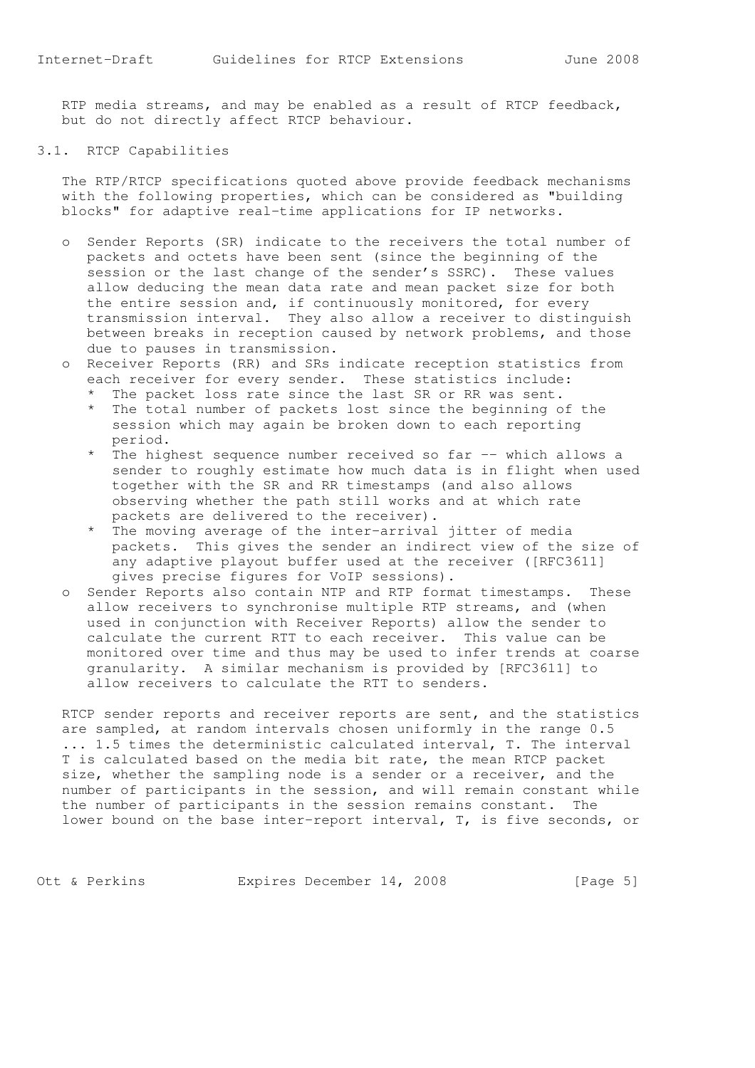RTP media streams, and may be enabled as a result of RTCP feedback, but do not directly affect RTCP behaviour.

## 3.1. RTCP Capabilities

The RTP/RTCP specifications quoted above provide feedback mechanisms with the following properties, which can be considered as "building blocks" for adaptive real-time applications for IP networks.

- Sender Reports (SR) indicate to the receivers the total number of packets and octets have been sent (since the beginning of the session or the last change of the sender's SSRC). These values allow deducing the mean data rate and mean packet size for both the entire session and, if continuously monitored, for every transmission interval. They also allow a receiver to distinguish between breaks in reception caused by network problems, and those due to pauses in transmission.
- Receiver Reports (RR) and SRs indicate reception statistics from each receiver for every sender. These statistics include:
  - The packet loss rate since the last SR or RR was sent.
  - The total number of packets lost since the beginning of the session which may again be broken down to each reporting period.
  - The highest sequence number received so far -- which allows a sender to roughly estimate how much data is in flight when used together with the SR and RR timestamps (and also allows observing whether the path still works and at which rate packets are delivered to the receiver).
  - The moving average of the inter-arrival jitter of media packets. This gives the sender an indirect view of the size of any adaptive playout buffer used at the receiver ([RFC3611] gives precise figures for VoIP sessions).
- Sender Reports also contain NTP and RTP format timestamps. These allow receivers to synchronise multiple RTP streams, and (when used in conjunction with Receiver Reports) allow the sender to calculate the current RTT to each receiver. This value can be monitored over time and thus may be used to infer trends at coarse granularity. A similar mechanism is provided by [RFC3611] to allow receivers to calculate the RTT to senders.

RTCP sender reports and receiver reports are sent, and the statistics are sampled, at random intervals chosen uniformly in the range 0.5 ... 1.5 times the deterministic calculated interval, T. The interval T is calculated based on the media bit rate, the mean RTCP packet size, whether the sampling node is a sender or a receiver, and the number of participants in the session, and will remain constant while the number of participants in the session remains constant. The lower bound on the base inter-report interval, T, is five seconds, or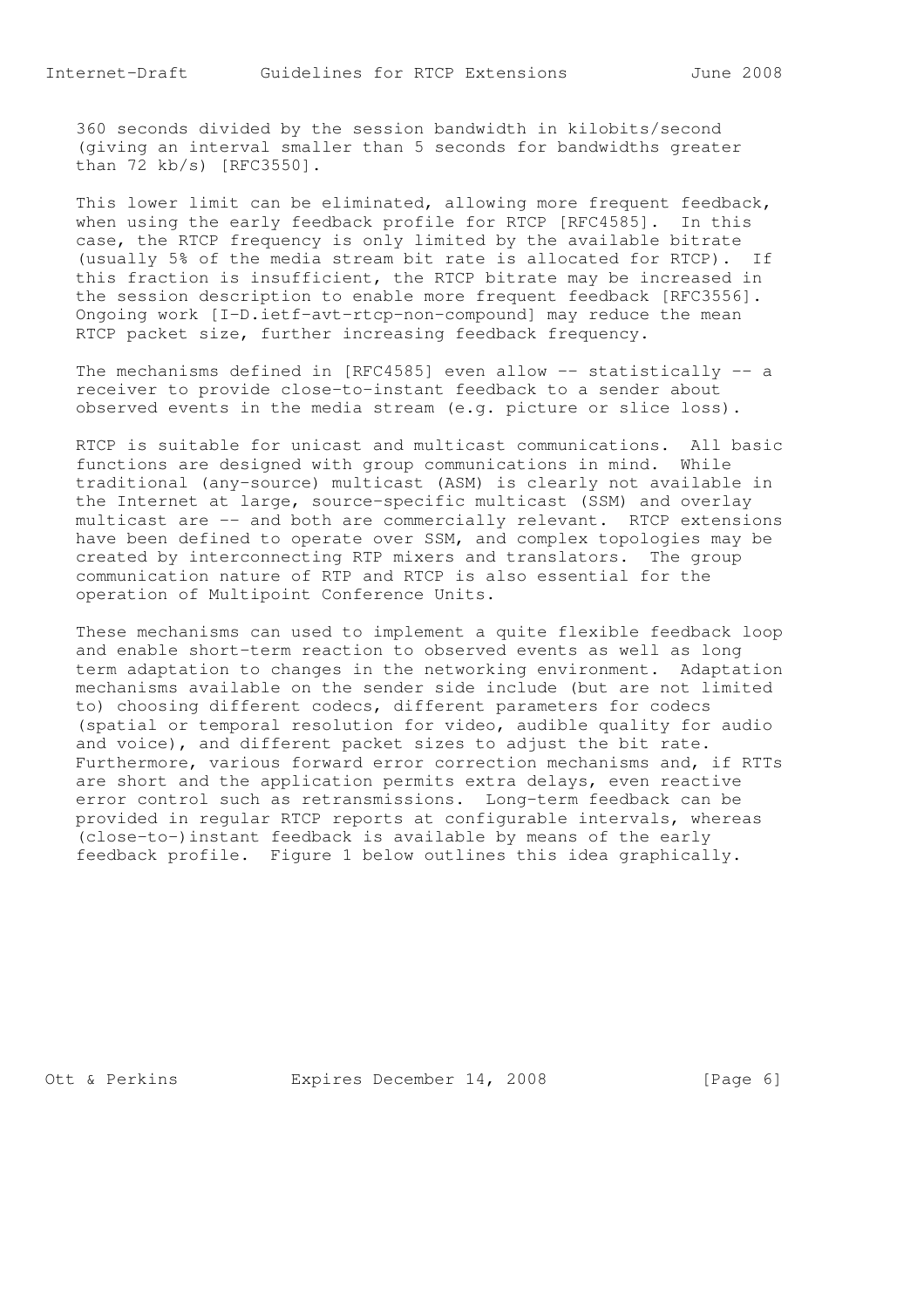360 seconds divided by the session bandwidth in kilobits/second (giving an interval smaller than 5 seconds for bandwidths greater than 72 kb/s) [RFC3550].

This lower limit can be eliminated, allowing more frequent feedback, when using the early feedback profile for RTCP [RFC4585]. In this case, the RTCP frequency is only limited by the available bitrate (usually 5% of the media stream bit rate is allocated for RTCP). If this fraction is insufficient, the RTCP bitrate may be increased in the session description to enable more frequent feedback [RFC3556]. Ongoing work [I-D.ietf-avt-rtcp-non-compound] may reduce the mean RTCP packet size, further increasing feedback frequency.

The mechanisms defined in [RFC4585] even allow -- statistically -- a receiver to provide close-to-instant feedback to a sender about observed events in the media stream (e.g. picture or slice loss).

RTCP is suitable for unicast and multicast communications. All basic functions are designed with group communications in mind. While traditional (any-source) multicast (ASM) is clearly not available in the Internet at large, source-specific multicast (SSM) and overlay multicast are -- and both are commercially relevant. RTCP extensions have been defined to operate over SSM, and complex topologies may be created by interconnecting RTP mixers and translators. The group communication nature of RTP and RTCP is also essential for the operation of Multipoint Conference Units.

These mechanisms can used to implement a quite flexible feedback loop and enable short-term reaction to observed events as well as long term adaptation to changes in the networking environment. Adaptation mechanisms available on the sender side include (but are not limited to) choosing different codecs, different parameters for codecs (spatial or temporal resolution for video, audible quality for audio and voice), and different packet sizes to adjust the bit rate. Furthermore, various forward error correction mechanisms and, if RTTs are short and the application permits extra delays, even reactive error control such as retransmissions. Long-term feedback can be provided in regular RTCP reports at configurable intervals, whereas (close-to-)instant feedback is available by means of the early feedback profile. Figure 1 below outlines this idea graphically.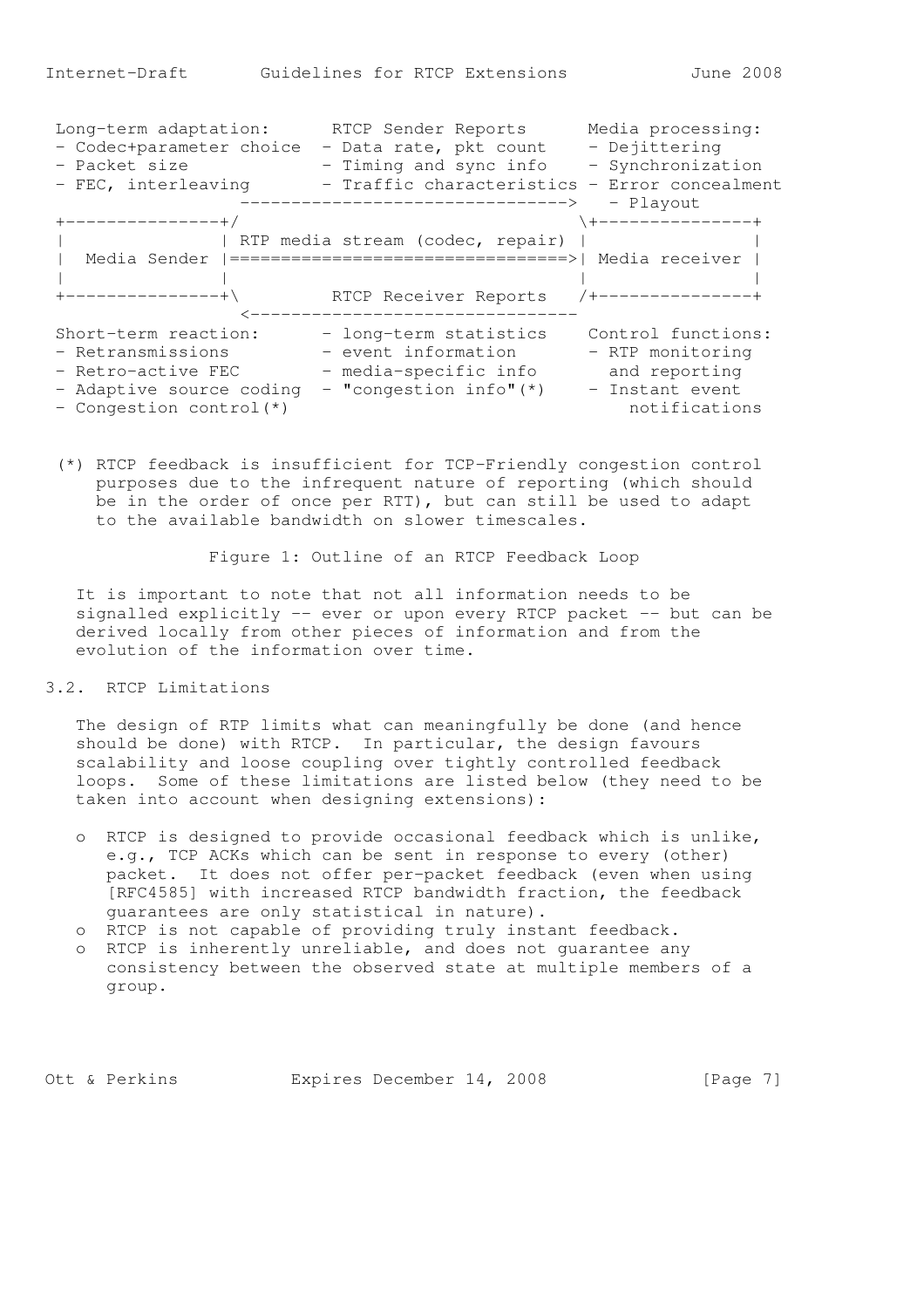```
 Long-term adaptation:      RTCP Sender Reports      Media processing:
 - Codec+parameter choice  - Data rate, pkt count    - Dejittering
 - Packet size             - Timing and sync info    - Synchronization
 - FEC, interleaving       - Traffic characteristics - Error concealment
                      ------------------------------->   - Playout
 +---------------+/                                 \+---------------+
 |               | RTP media stream (codec, repair) |                |
 |  Media Sender |=================================>| Media receiver |
 |               |                                  |                |
 +---------------+\         RTCP Receiver Reports   /+---------------+
                  <--------------------------------
 Short-term reaction:      - long-term statistics    Control functions:
 - Retransmissions         - event information       - RTP monitoring
 - Retro-active FEC        - media-specific info       and reporting
 - Adaptive source coding  - "congestion info"(*)    - Instant event
 - Congestion control(*)                                 notifications
```

(*) RTCP feedback is insufficient for TCP-Friendly congestion control purposes due to the infrequent nature of reporting (which should be in the order of once per RTT), but can still be used to adapt to the available bandwidth on slower timescales.

Figure 1: Outline of an RTCP Feedback Loop

It is important to note that not all information needs to be signalled explicitly -- ever or upon every RTCP packet -- but can be derived locally from other pieces of information and from the evolution of the information over time.

### 3.2. RTCP Limitations

The design of RTP limits what can meaningfully be done (and hence should be done) with RTCP. In particular, the design favours scalability and loose coupling over tightly controlled feedback loops. Some of these limitations are listed below (they need to be taken into account when designing extensions):

- RTCP is designed to provide occasional feedback which is unlike, e.g., TCP ACKs which can be sent in response to every (other) packet. It does not offer per-packet feedback (even when using [RFC4585] with increased RTCP bandwidth fraction, the feedback guarantees are only statistical in nature).
- RTCP is not capable of providing truly instant feedback.
- RTCP is inherently unreliable, and does not guarantee any consistency between the observed state at multiple members of a group.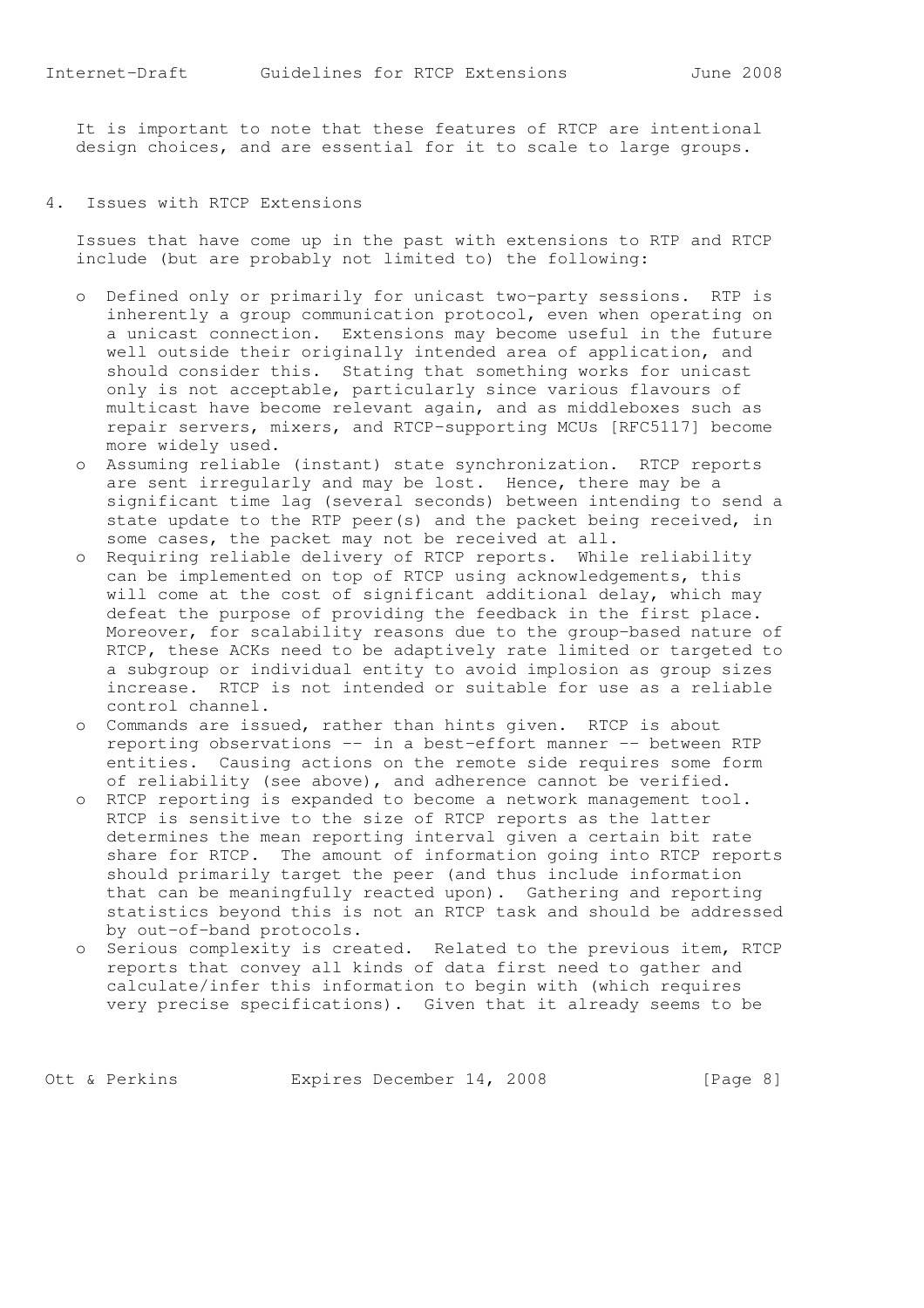It is important to note that these features of RTCP are intentional design choices, and are essential for it to scale to large groups.

## 4. Issues with RTCP Extensions

Issues that have come up in the past with extensions to RTP and RTCP include (but are probably not limited to) the following:

- Defined only or primarily for unicast two-party sessions. RTP is inherently a group communication protocol, even when operating on a unicast connection. Extensions may become useful in the future well outside their originally intended area of application, and should consider this. Stating that something works for unicast only is not acceptable, particularly since various flavours of multicast have become relevant again, and as middleboxes such as repair servers, mixers, and RTCP-supporting MCUs [RFC5117] become more widely used.
- Assuming reliable (instant) state synchronization. RTCP reports are sent irregularly and may be lost. Hence, there may be a significant time lag (several seconds) between intending to send a state update to the RTP peer(s) and the packet being received, in some cases, the packet may not be received at all.
- Requiring reliable delivery of RTCP reports. While reliability can be implemented on top of RTCP using acknowledgements, this will come at the cost of significant additional delay, which may defeat the purpose of providing the feedback in the first place. Moreover, for scalability reasons due to the group-based nature of RTCP, these ACKs need to be adaptively rate limited or targeted to a subgroup or individual entity to avoid implosion as group sizes increase. RTCP is not intended or suitable for use as a reliable control channel.
- Commands are issued, rather than hints given. RTCP is about reporting observations -- in a best-effort manner -- between RTP entities. Causing actions on the remote side requires some form of reliability (see above), and adherence cannot be verified.
- RTCP reporting is expanded to become a network management tool. RTCP is sensitive to the size of RTCP reports as the latter determines the mean reporting interval given a certain bit rate share for RTCP. The amount of information going into RTCP reports should primarily target the peer (and thus include information that can be meaningfully reacted upon). Gathering and reporting statistics beyond this is not an RTCP task and should be addressed by out-of-band protocols.
- Serious complexity is created. Related to the previous item, RTCP reports that convey all kinds of data first need to gather and calculate/infer this information to begin with (which requires very precise specifications). Given that it already seems to be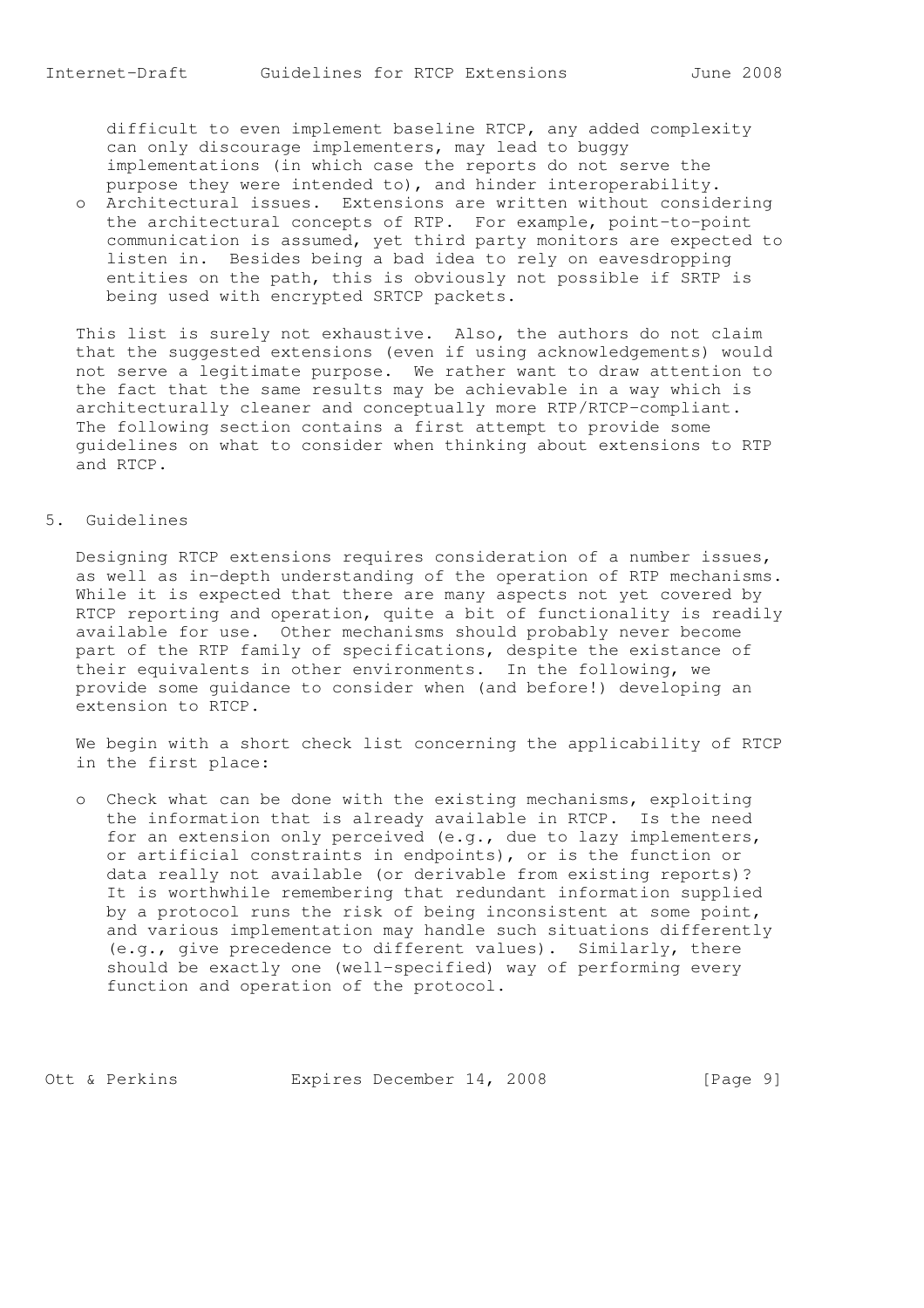difficult to even implement baseline RTCP, any added complexity can only discourage implementers, may lead to buggy implementations (in which case the reports do not serve the purpose they were intended to), and hinder interoperability.

- Architectural issues. Extensions are written without considering the architectural concepts of RTP. For example, point-to-point communication is assumed, yet third party monitors are expected to listen in. Besides being a bad idea to rely on eavesdropping entities on the path, this is obviously not possible if SRTP is being used with encrypted SRTCP packets.

This list is surely not exhaustive. Also, the authors do not claim that the suggested extensions (even if using acknowledgements) would not serve a legitimate purpose. We rather want to draw attention to the fact that the same results may be achievable in a way which is architecturally cleaner and conceptually more RTP/RTCP-compliant. The following section contains a first attempt to provide some guidelines on what to consider when thinking about extensions to RTP and RTCP.

## 5. Guidelines

Designing RTCP extensions requires consideration of a number issues, as well as in-depth understanding of the operation of RTP mechanisms. While it is expected that there are many aspects not yet covered by RTCP reporting and operation, quite a bit of functionality is readily available for use. Other mechanisms should probably never become part of the RTP family of specifications, despite the existance of their equivalents in other environments. In the following, we provide some guidance to consider when (and before!) developing an extension to RTCP.

We begin with a short check list concerning the applicability of RTCP in the first place:

- Check what can be done with the existing mechanisms, exploiting the information that is already available in RTCP. Is the need for an extension only perceived (e.g., due to lazy implementers, or artificial constraints in endpoints), or is the function or data really not available (or derivable from existing reports)? It is worthwhile remembering that redundant information supplied by a protocol runs the risk of being inconsistent at some point, and various implementation may handle such situations differently (e.g., give precedence to different values). Similarly, there should be exactly one (well-specified) way of performing every function and operation of the protocol.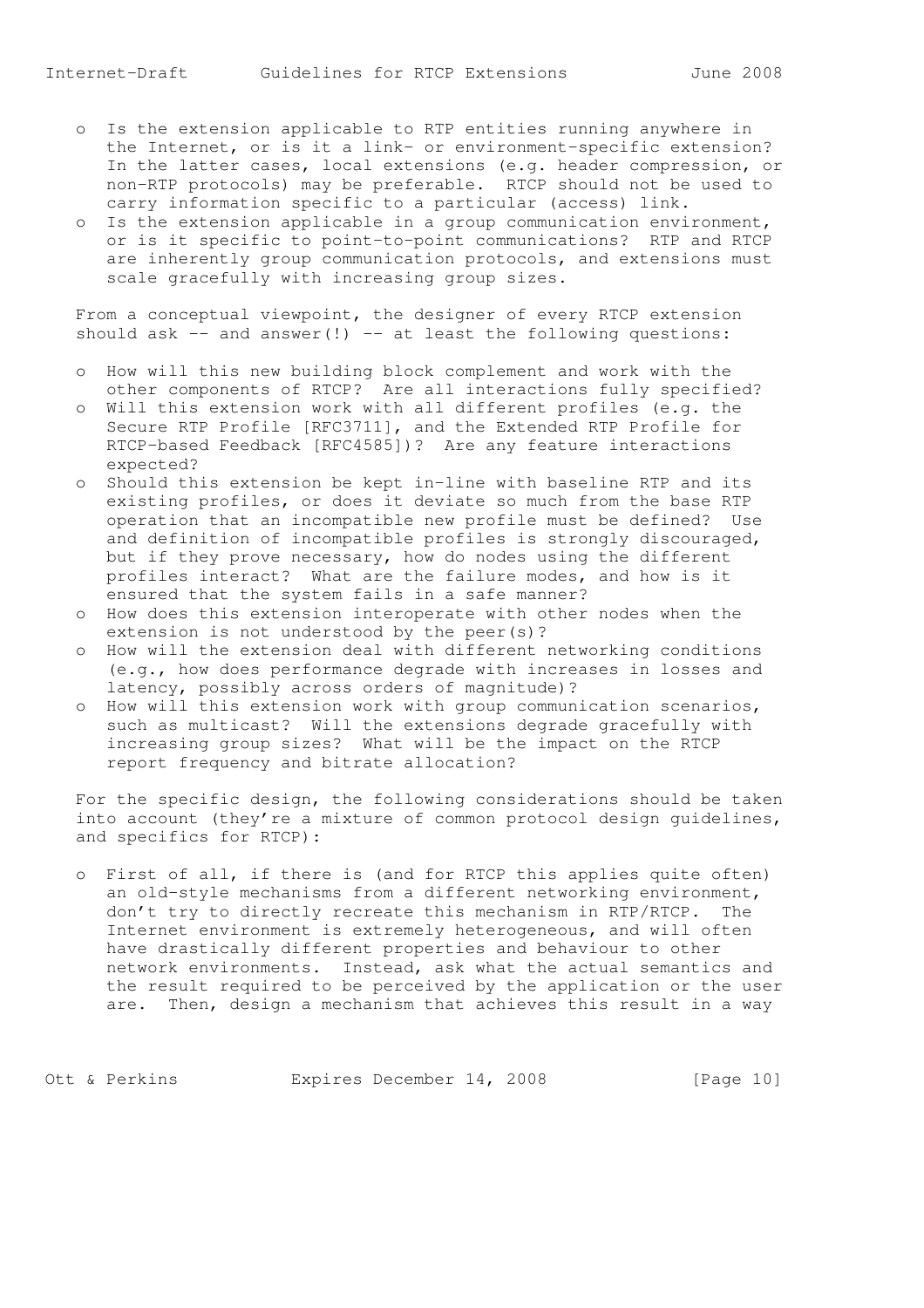- Is the extension applicable to RTP entities running anywhere in the Internet, or is it a link- or environment-specific extension? In the latter cases, local extensions (e.g. header compression, or non-RTP protocols) may be preferable. RTCP should not be used to carry information specific to a particular (access) link.
- Is the extension applicable in a group communication environment, or is it specific to point-to-point communications? RTP and RTCP are inherently group communication protocols, and extensions must scale gracefully with increasing group sizes.

From a conceptual viewpoint, the designer of every RTCP extension should ask -- and answer(!) -- at least the following questions:

- How will this new building block complement and work with the other components of RTCP? Are all interactions fully specified?
- Will this extension work with all different profiles (e.g. the Secure RTP Profile [RFC3711], and the Extended RTP Profile for RTCP-based Feedback [RFC4585])? Are any feature interactions expected?
- Should this extension be kept in-line with baseline RTP and its existing profiles, or does it deviate so much from the base RTP operation that an incompatible new profile must be defined? Use and definition of incompatible profiles is strongly discouraged, but if they prove necessary, how do nodes using the different profiles interact? What are the failure modes, and how is it ensured that the system fails in a safe manner?
- How does this extension interoperate with other nodes when the extension is not understood by the peer(s)?
- How will the extension deal with different networking conditions (e.g., how does performance degrade with increases in losses and latency, possibly across orders of magnitude)?
- How will this extension work with group communication scenarios, such as multicast? Will the extensions degrade gracefully with increasing group sizes? What will be the impact on the RTCP report frequency and bitrate allocation?

For the specific design, the following considerations should be taken into account (they're a mixture of common protocol design guidelines, and specifics for RTCP):

- First of all, if there is (and for RTCP this applies quite often) an old-style mechanisms from a different networking environment, don't try to directly recreate this mechanism in RTP/RTCP. The Internet environment is extremely heterogeneous, and will often have drastically different properties and behaviour to other network environments. Instead, ask what the actual semantics and the result required to be perceived by the application or the user are. Then, design a mechanism that achieves this result in a way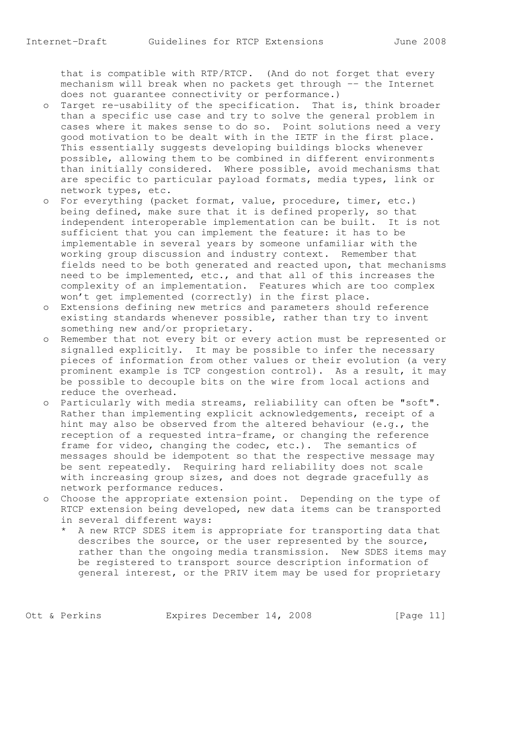that is compatible with RTP/RTCP. (And do not forget that every mechanism will break when no packets get through -- the Internet does not guarantee connectivity or performance.)

- Target re-usability of the specification. That is, think broader than a specific use case and try to solve the general problem in cases where it makes sense to do so. Point solutions need a very good motivation to be dealt with in the IETF in the first place. This essentially suggests developing buildings blocks whenever possible, allowing them to be combined in different environments than initially considered. Where possible, avoid mechanisms that are specific to particular payload formats, media types, link or network types, etc.
- For everything (packet format, value, procedure, timer, etc.) being defined, make sure that it is defined properly, so that independent interoperable implementation can be built. It is not sufficient that you can implement the feature: it has to be implementable in several years by someone unfamiliar with the working group discussion and industry context. Remember that fields need to be both generated and reacted upon, that mechanisms need to be implemented, etc., and that all of this increases the complexity of an implementation. Features which are too complex won't get implemented (correctly) in the first place.
- Extensions defining new metrics and parameters should reference existing standards whenever possible, rather than try to invent something new and/or proprietary.
- Remember that not every bit or every action must be represented or signalled explicitly. It may be possible to infer the necessary pieces of information from other values or their evolution (a very prominent example is TCP congestion control). As a result, it may be possible to decouple bits on the wire from local actions and reduce the overhead.
- Particularly with media streams, reliability can often be "soft". Rather than implementing explicit acknowledgements, receipt of a hint may also be observed from the altered behaviour (e.g., the reception of a requested intra-frame, or changing the reference frame for video, changing the codec, etc.). The semantics of messages should be idempotent so that the respective message may be sent repeatedly. Requiring hard reliability does not scale with increasing group sizes, and does not degrade gracefully as network performance reduces.
- Choose the appropriate extension point. Depending on the type of RTCP extension being developed, new data items can be transported in several different ways:
  - A new RTCP SDES item is appropriate for transporting data that describes the source, or the user represented by the source, rather than the ongoing media transmission. New SDES items may be registered to transport source description information of general interest, or the PRIV item may be used for proprietary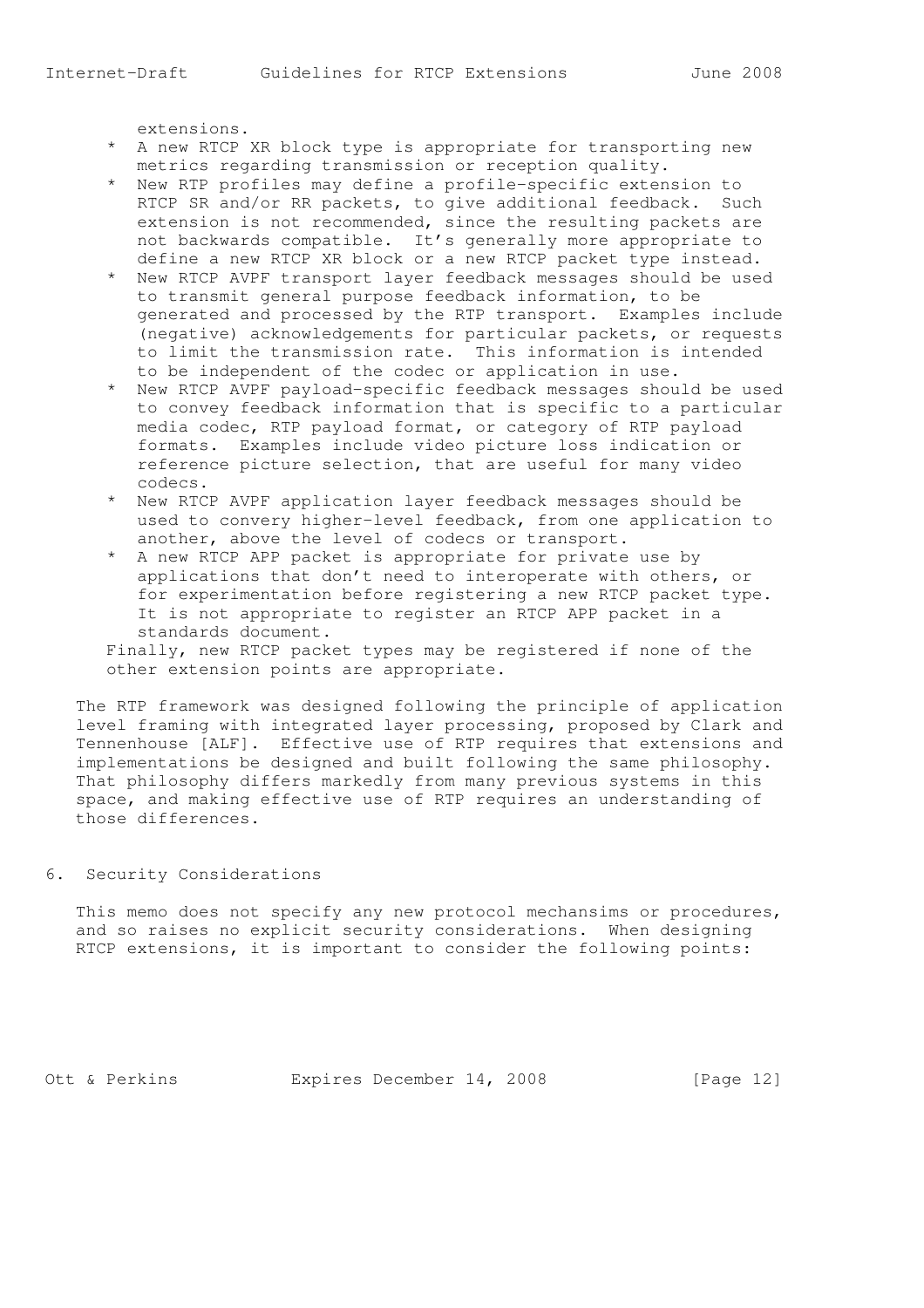extensions.

* A new RTCP XR block type is appropriate for transporting new metrics regarding transmission or reception quality.
* New RTP profiles may define a profile-specific extension to RTCP SR and/or RR packets, to give additional feedback. Such extension is not recommended, since the resulting packets are not backwards compatible. It's generally more appropriate to define a new RTCP XR block or a new RTCP packet type instead.
* New RTCP AVPF transport layer feedback messages should be used to transmit general purpose feedback information, to be generated and processed by the RTP transport. Examples include (negative) acknowledgements for particular packets, or requests to limit the transmission rate. This information is intended to be independent of the codec or application in use.
* New RTCP AVPF payload-specific feedback messages should be used to convey feedback information that is specific to a particular media codec, RTP payload format, or category of RTP payload formats. Examples include video picture loss indication or reference picture selection, that are useful for many video codecs.
* New RTCP AVPF application layer feedback messages should be used to convery higher-level feedback, from one application to another, above the level of codecs or transport.
* A new RTCP APP packet is appropriate for private use by applications that don't need to interoperate with others, or for experimentation before registering a new RTCP packet type. It is not appropriate to register an RTCP APP packet in a standards document.

Finally, new RTCP packet types may be registered if none of the other extension points are appropriate.

The RTP framework was designed following the principle of application level framing with integrated layer processing, proposed by Clark and Tennenhouse [ALF]. Effective use of RTP requires that extensions and implementations be designed and built following the same philosophy. That philosophy differs markedly from many previous systems in this space, and making effective use of RTP requires an understanding of those differences.

## 6. Security Considerations

This memo does not specify any new protocol mechansims or procedures, and so raises no explicit security considerations. When designing RTCP extensions, it is important to consider the following points: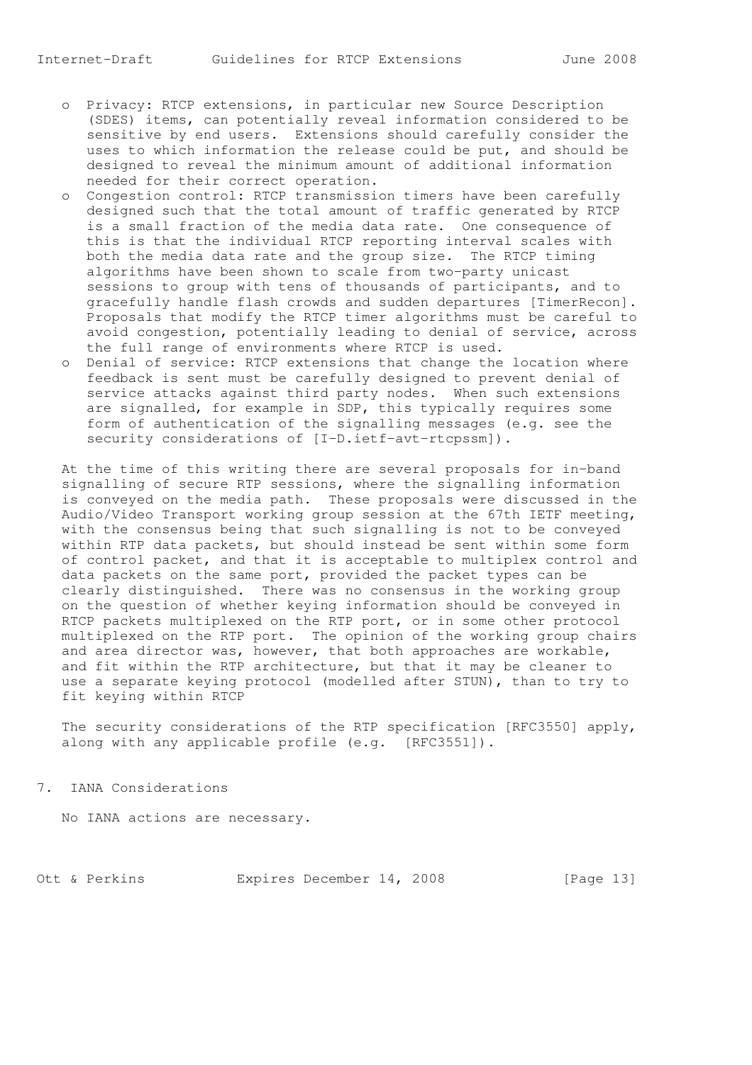- Privacy: RTCP extensions, in particular new Source Description (SDES) items, can potentially reveal information considered to be sensitive by end users. Extensions should carefully consider the uses to which information the release could be put, and should be designed to reveal the minimum amount of additional information needed for their correct operation.
- Congestion control: RTCP transmission timers have been carefully designed such that the total amount of traffic generated by RTCP is a small fraction of the media data rate. One consequence of this is that the individual RTCP reporting interval scales with both the media data rate and the group size. The RTCP timing algorithms have been shown to scale from two-party unicast sessions to group with tens of thousands of participants, and to gracefully handle flash crowds and sudden departures [TimerRecon]. Proposals that modify the RTCP timer algorithms must be careful to avoid congestion, potentially leading to denial of service, across the full range of environments where RTCP is used.
- Denial of service: RTCP extensions that change the location where feedback is sent must be carefully designed to prevent denial of service attacks against third party nodes. When such extensions are signalled, for example in SDP, this typically requires some form of authentication of the signalling messages (e.g. see the security considerations of [I-D.ietf-avt-rtcpssm]).

At the time of this writing there are several proposals for in-band signalling of secure RTP sessions, where the signalling information is conveyed on the media path. These proposals were discussed in the Audio/Video Transport working group session at the 67th IETF meeting, with the consensus being that such signalling is not to be conveyed within RTP data packets, but should instead be sent within some form of control packet, and that it is acceptable to multiplex control and data packets on the same port, provided the packet types can be clearly distinguished. There was no consensus in the working group on the question of whether keying information should be conveyed in RTCP packets multiplexed on the RTP port, or in some other protocol multiplexed on the RTP port. The opinion of the working group chairs and area director was, however, that both approaches are workable, and fit within the RTP architecture, but that it may be cleaner to use a separate keying protocol (modelled after STUN), than to try to fit keying within RTCP

The security considerations of the RTP specification [RFC3550] apply, along with any applicable profile (e.g. [RFC3551]).

## 7. IANA Considerations

No IANA actions are necessary.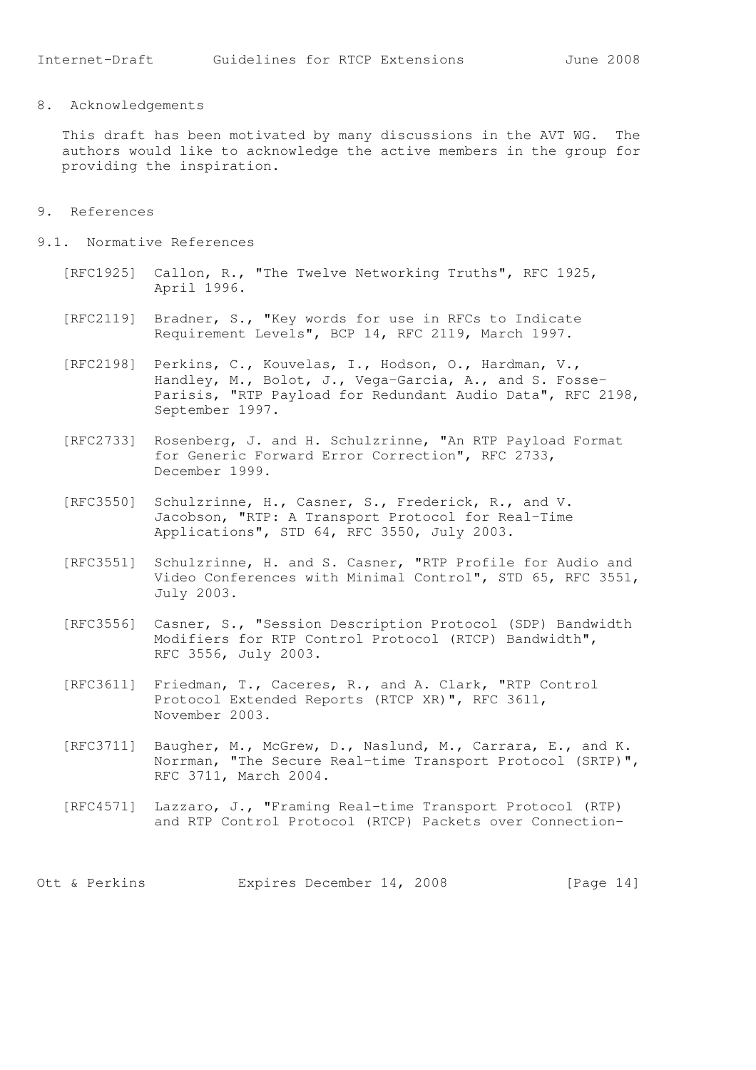## 8. Acknowledgements

This draft has been motivated by many discussions in the AVT WG. The authors would like to acknowledge the active members in the group for providing the inspiration.

## 9. References

### 9.1. Normative References

[RFC1925] Callon, R., "The Twelve Networking Truths", RFC 1925, April 1996.

[RFC2119] Bradner, S., "Key words for use in RFCs to Indicate Requirement Levels", BCP 14, RFC 2119, March 1997.

[RFC2198] Perkins, C., Kouvelas, I., Hodson, O., Hardman, V., Handley, M., Bolot, J., Vega-Garcia, A., and S. Fosse-Parisis, "RTP Payload for Redundant Audio Data", RFC 2198, September 1997.

[RFC2733] Rosenberg, J. and H. Schulzrinne, "An RTP Payload Format for Generic Forward Error Correction", RFC 2733, December 1999.

[RFC3550] Schulzrinne, H., Casner, S., Frederick, R., and V. Jacobson, "RTP: A Transport Protocol for Real-Time Applications", STD 64, RFC 3550, July 2003.

[RFC3551] Schulzrinne, H. and S. Casner, "RTP Profile for Audio and Video Conferences with Minimal Control", STD 65, RFC 3551, July 2003.

[RFC3556] Casner, S., "Session Description Protocol (SDP) Bandwidth Modifiers for RTP Control Protocol (RTCP) Bandwidth", RFC 3556, July 2003.

[RFC3611] Friedman, T., Caceres, R., and A. Clark, "RTP Control Protocol Extended Reports (RTCP XR)", RFC 3611, November 2003.

[RFC3711] Baugher, M., McGrew, D., Naslund, M., Carrara, E., and K. Norrman, "The Secure Real-time Transport Protocol (SRTP)", RFC 3711, March 2004.

[RFC4571] Lazzaro, J., "Framing Real-time Transport Protocol (RTP) and RTP Control Protocol (RTCP) Packets over Connection-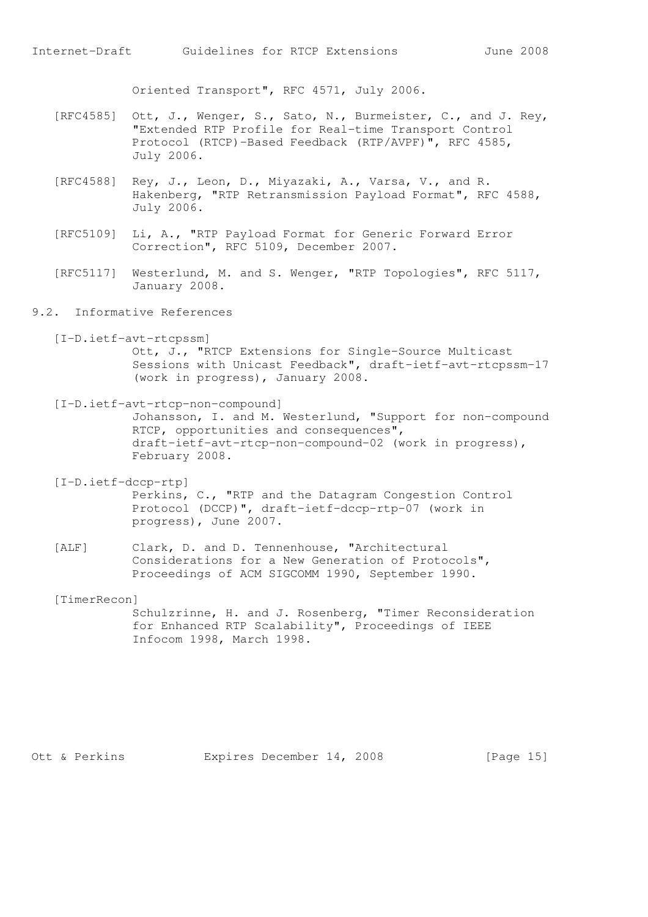Oriented Transport", RFC 4571, July 2006.

[RFC4585] Ott, J., Wenger, S., Sato, N., Burmeister, C., and J. Rey, "Extended RTP Profile for Real-time Transport Control Protocol (RTCP)-Based Feedback (RTP/AVPF)", RFC 4585, July 2006.

[RFC4588] Rey, J., Leon, D., Miyazaki, A., Varsa, V., and R. Hakenberg, "RTP Retransmission Payload Format", RFC 4588, July 2006.

[RFC5109] Li, A., "RTP Payload Format for Generic Forward Error Correction", RFC 5109, December 2007.

[RFC5117] Westerlund, M. and S. Wenger, "RTP Topologies", RFC 5117, January 2008.

## 9.2. Informative References

[I-D.ietf-avt-rtcpssm] Ott, J., "RTCP Extensions for Single-Source Multicast Sessions with Unicast Feedback", draft-ietf-avt-rtcpssm-17 (work in progress), January 2008.

[I-D.ietf-avt-rtcp-non-compound] Johansson, I. and M. Westerlund, "Support for non-compound RTCP, opportunities and consequences", draft-ietf-avt-rtcp-non-compound-02 (work in progress), February 2008.

[I-D.ietf-dccp-rtp] Perkins, C., "RTP and the Datagram Congestion Control Protocol (DCCP)", draft-ietf-dccp-rtp-07 (work in progress), June 2007.

[ALF] Clark, D. and D. Tennenhouse, "Architectural Considerations for a New Generation of Protocols", Proceedings of ACM SIGCOMM 1990, September 1990.

[TimerRecon] Schulzrinne, H. and J. Rosenberg, "Timer Reconsideration for Enhanced RTP Scalability", Proceedings of IEEE Infocom 1998, March 1998.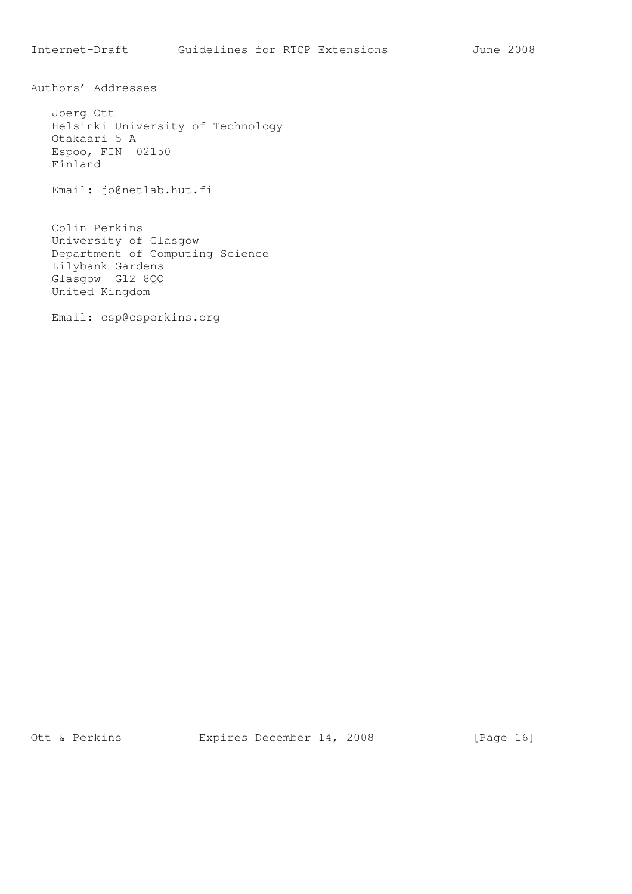## Authors' Addresses

Joerg Ott
Helsinki University of Technology
Otakaari 5 A
Espoo, FIN 02150
Finland

Email: jo@netlab.hut.fi

Colin Perkins
University of Glasgow
Department of Computing Science
Lilybank Gardens
Glasgow G12 8QQ
United Kingdom

Email: csp@csperkins.org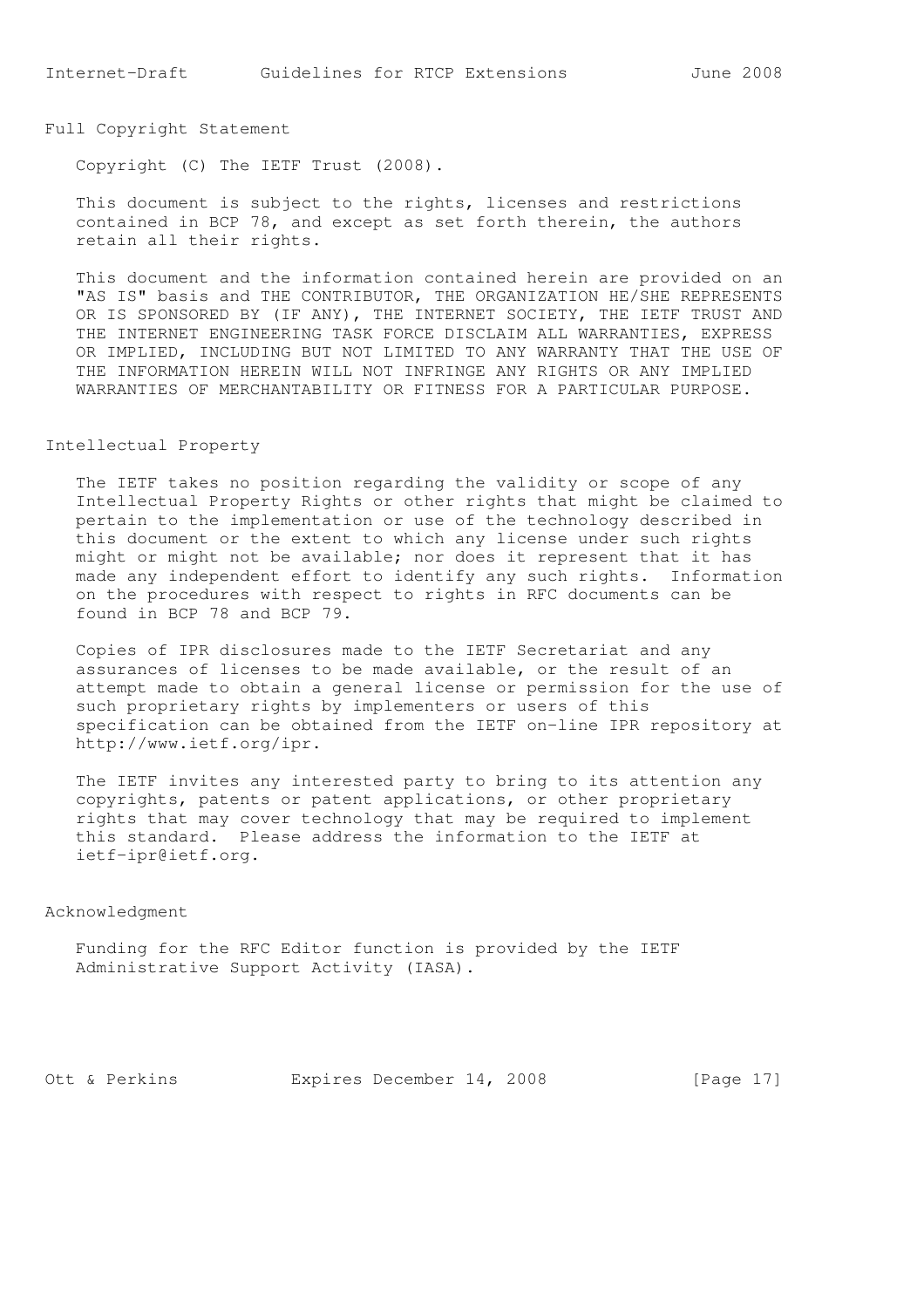## Full Copyright Statement

Copyright (C) The IETF Trust (2008).

This document is subject to the rights, licenses and restrictions contained in BCP 78, and except as set forth therein, the authors retain all their rights.

This document and the information contained herein are provided on an "AS IS" basis and THE CONTRIBUTOR, THE ORGANIZATION HE/SHE REPRESENTS OR IS SPONSORED BY (IF ANY), THE INTERNET SOCIETY, THE IETF TRUST AND THE INTERNET ENGINEERING TASK FORCE DISCLAIM ALL WARRANTIES, EXPRESS OR IMPLIED, INCLUDING BUT NOT LIMITED TO ANY WARRANTY THAT THE USE OF THE INFORMATION HEREIN WILL NOT INFRINGE ANY RIGHTS OR ANY IMPLIED WARRANTIES OF MERCHANTABILITY OR FITNESS FOR A PARTICULAR PURPOSE.

## Intellectual Property

The IETF takes no position regarding the validity or scope of any Intellectual Property Rights or other rights that might be claimed to pertain to the implementation or use of the technology described in this document or the extent to which any license under such rights might or might not be available; nor does it represent that it has made any independent effort to identify any such rights. Information on the procedures with respect to rights in RFC documents can be found in BCP 78 and BCP 79.

Copies of IPR disclosures made to the IETF Secretariat and any assurances of licenses to be made available, or the result of an attempt made to obtain a general license or permission for the use of such proprietary rights by implementers or users of this specification can be obtained from the IETF on-line IPR repository at http://www.ietf.org/ipr.

The IETF invites any interested party to bring to its attention any copyrights, patents or patent applications, or other proprietary rights that may cover technology that may be required to implement this standard. Please address the information to the IETF at ietf-ipr@ietf.org.

## Acknowledgment

Funding for the RFC Editor function is provided by the IETF Administrative Support Activity (IASA).